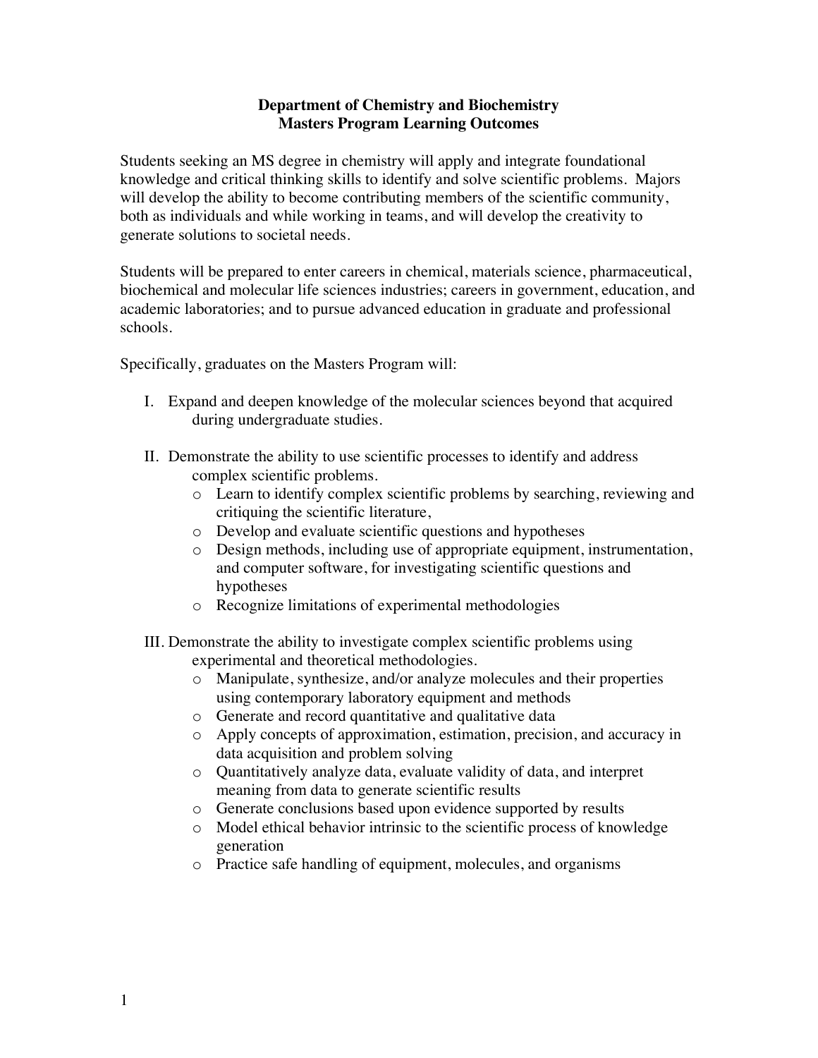# Department of Chemistry and Biochemistry
## Masters Program Learning Outcomes

Students seeking an MS degree in chemistry will apply and integrate foundational knowledge and critical thinking skills to identify and solve scientific problems. Majors will develop the ability to become contributing members of the scientific community, both as individuals and while working in teams, and will develop the creativity to generate solutions to societal needs.

Students will be prepared to enter careers in chemical, materials science, pharmaceutical, biochemical and molecular life sciences industries; careers in government, education, and academic laboratories; and to pursue advanced education in graduate and professional schools.

Specifically, graduates on the Masters Program will:

I. Expand and deepen knowledge of the molecular sciences beyond that acquired during undergraduate studies.

II. Demonstrate the ability to use scientific processes to identify and address complex scientific problems.
   - Learn to identify complex scientific problems by searching, reviewing and critiquing the scientific literature,
   - Develop and evaluate scientific questions and hypotheses
   - Design methods, including use of appropriate equipment, instrumentation, and computer software, for investigating scientific questions and hypotheses
   - Recognize limitations of experimental methodologies

III. Demonstrate the ability to investigate complex scientific problems using experimental and theoretical methodologies.
   - Manipulate, synthesize, and/or analyze molecules and their properties using contemporary laboratory equipment and methods
   - Generate and record quantitative and qualitative data
   - Apply concepts of approximation, estimation, precision, and accuracy in data acquisition and problem solving
   - Quantitatively analyze data, evaluate validity of data, and interpret meaning from data to generate scientific results
   - Generate conclusions based upon evidence supported by results
   - Model ethical behavior intrinsic to the scientific process of knowledge generation
   - Practice safe handling of equipment, molecules, and organisms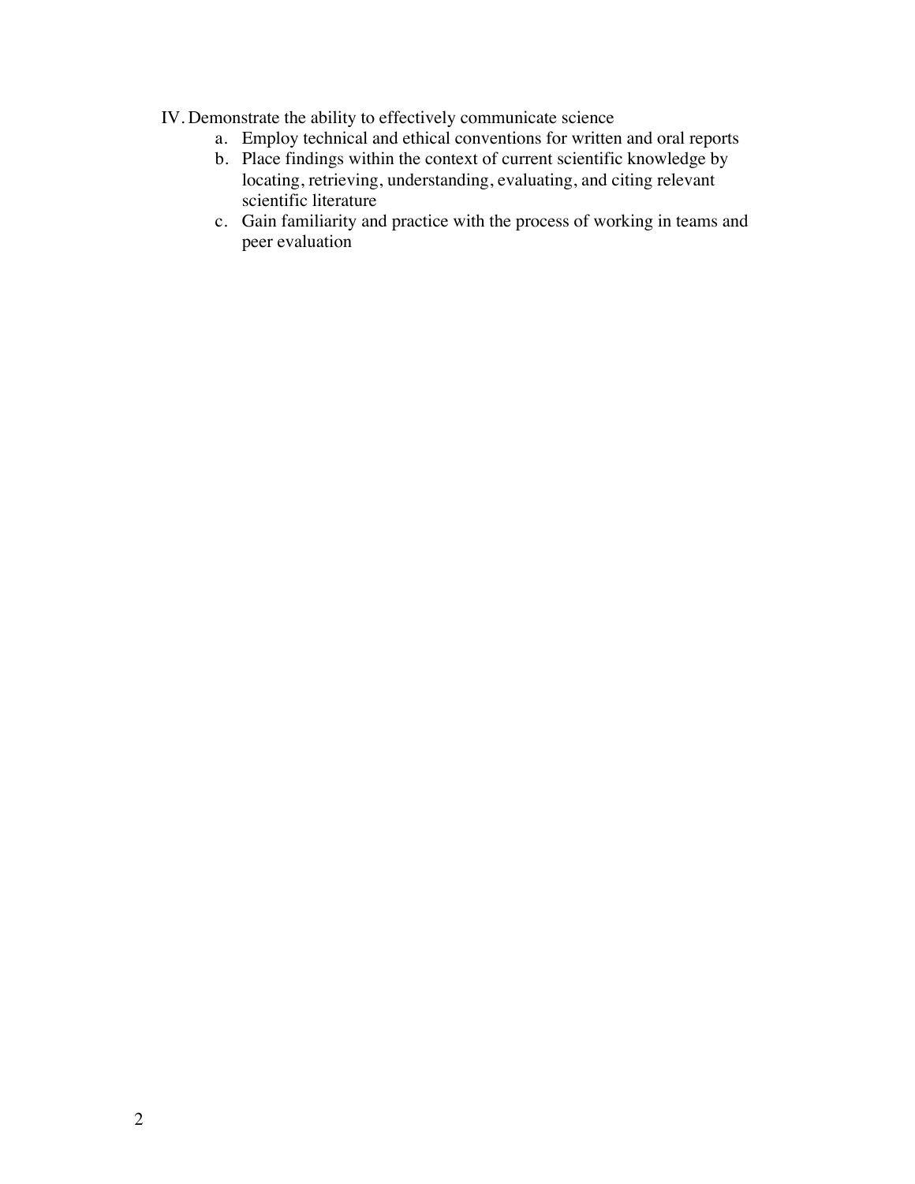IV. Demonstrate the ability to effectively communicate science
   a. Employ technical and ethical conventions for written and oral reports
   b. Place findings within the context of current scientific knowledge by locating, retrieving, understanding, evaluating, and citing relevant scientific literature
   c. Gain familiarity and practice with the process of working in teams and peer evaluation